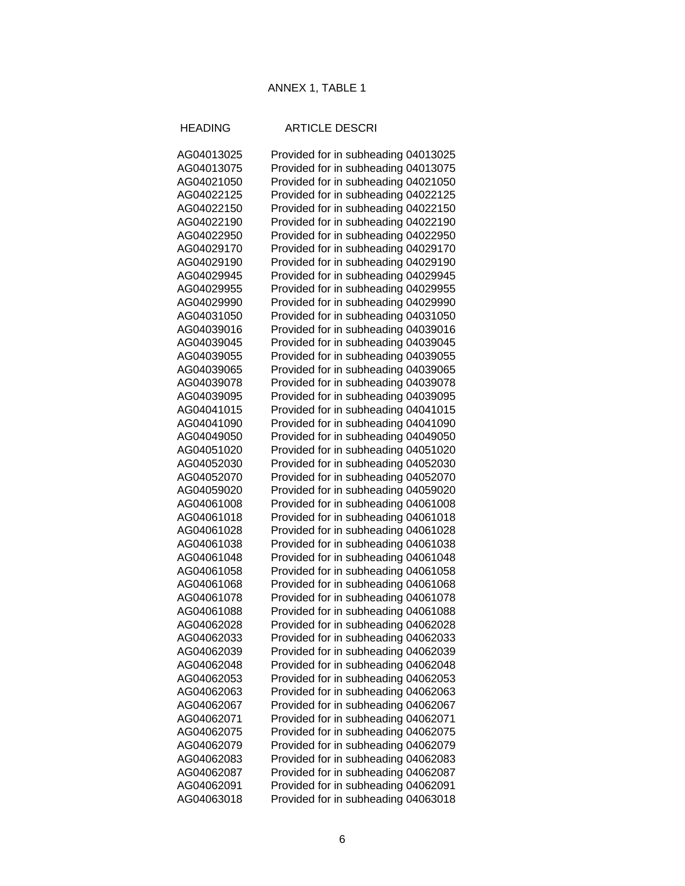ANNEX 1, TABLE 1

| HEADING | ARTICLE DESCRI |
|---|---|
| AG04013025 | Provided for in subheading 04013025 |
| AG04013075 | Provided for in subheading 04013075 |
| AG04021050 | Provided for in subheading 04021050 |
| AG04022125 | Provided for in subheading 04022125 |
| AG04022150 | Provided for in subheading 04022150 |
| AG04022190 | Provided for in subheading 04022190 |
| AG04022950 | Provided for in subheading 04022950 |
| AG04029170 | Provided for in subheading 04029170 |
| AG04029190 | Provided for in subheading 04029190 |
| AG04029945 | Provided for in subheading 04029945 |
| AG04029955 | Provided for in subheading 04029955 |
| AG04029990 | Provided for in subheading 04029990 |
| AG04031050 | Provided for in subheading 04031050 |
| AG04039016 | Provided for in subheading 04039016 |
| AG04039045 | Provided for in subheading 04039045 |
| AG04039055 | Provided for in subheading 04039055 |
| AG04039065 | Provided for in subheading 04039065 |
| AG04039078 | Provided for in subheading 04039078 |
| AG04039095 | Provided for in subheading 04039095 |
| AG04041015 | Provided for in subheading 04041015 |
| AG04041090 | Provided for in subheading 04041090 |
| AG04049050 | Provided for in subheading 04049050 |
| AG04051020 | Provided for in subheading 04051020 |
| AG04052030 | Provided for in subheading 04052030 |
| AG04052070 | Provided for in subheading 04052070 |
| AG04059020 | Provided for in subheading 04059020 |
| AG04061008 | Provided for in subheading 04061008 |
| AG04061018 | Provided for in subheading 04061018 |
| AG04061028 | Provided for in subheading 04061028 |
| AG04061038 | Provided for in subheading 04061038 |
| AG04061048 | Provided for in subheading 04061048 |
| AG04061058 | Provided for in subheading 04061058 |
| AG04061068 | Provided for in subheading 04061068 |
| AG04061078 | Provided for in subheading 04061078 |
| AG04061088 | Provided for in subheading 04061088 |
| AG04062028 | Provided for in subheading 04062028 |
| AG04062033 | Provided for in subheading 04062033 |
| AG04062039 | Provided for in subheading 04062039 |
| AG04062048 | Provided for in subheading 04062048 |
| AG04062053 | Provided for in subheading 04062053 |
| AG04062063 | Provided for in subheading 04062063 |
| AG04062067 | Provided for in subheading 04062067 |
| AG04062071 | Provided for in subheading 04062071 |
| AG04062075 | Provided for in subheading 04062075 |
| AG04062079 | Provided for in subheading 04062079 |
| AG04062083 | Provided for in subheading 04062083 |
| AG04062087 | Provided for in subheading 04062087 |
| AG04062091 | Provided for in subheading 04062091 |
| AG04063018 | Provided for in subheading 04063018 |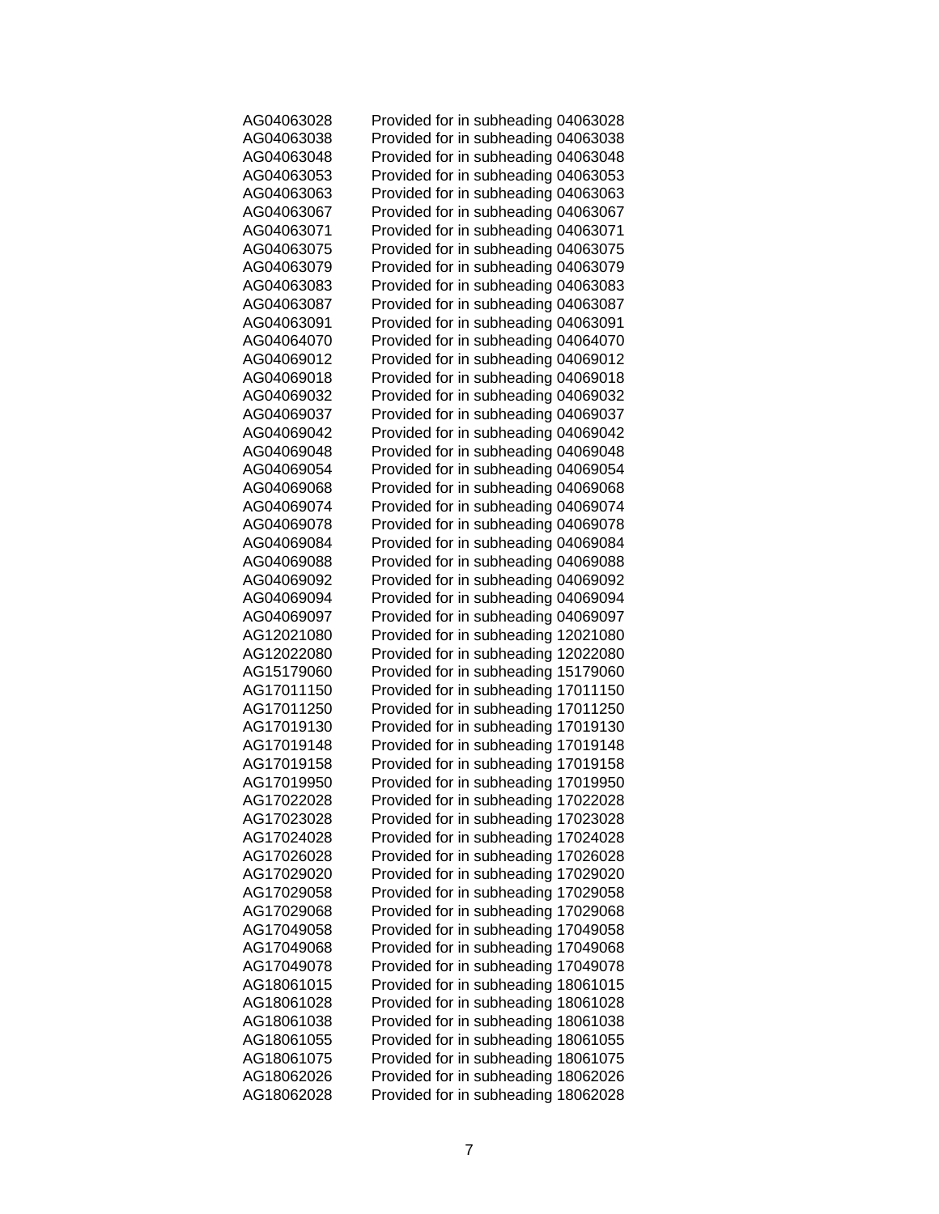| | |
|---|---|
| AG04063028 | Provided for in subheading 04063028 |
| AG04063038 | Provided for in subheading 04063038 |
| AG04063048 | Provided for in subheading 04063048 |
| AG04063053 | Provided for in subheading 04063053 |
| AG04063063 | Provided for in subheading 04063063 |
| AG04063067 | Provided for in subheading 04063067 |
| AG04063071 | Provided for in subheading 04063071 |
| AG04063075 | Provided for in subheading 04063075 |
| AG04063079 | Provided for in subheading 04063079 |
| AG04063083 | Provided for in subheading 04063083 |
| AG04063087 | Provided for in subheading 04063087 |
| AG04063091 | Provided for in subheading 04063091 |
| AG04064070 | Provided for in subheading 04064070 |
| AG04069012 | Provided for in subheading 04069012 |
| AG04069018 | Provided for in subheading 04069018 |
| AG04069032 | Provided for in subheading 04069032 |
| AG04069037 | Provided for in subheading 04069037 |
| AG04069042 | Provided for in subheading 04069042 |
| AG04069048 | Provided for in subheading 04069048 |
| AG04069054 | Provided for in subheading 04069054 |
| AG04069068 | Provided for in subheading 04069068 |
| AG04069074 | Provided for in subheading 04069074 |
| AG04069078 | Provided for in subheading 04069078 |
| AG04069084 | Provided for in subheading 04069084 |
| AG04069088 | Provided for in subheading 04069088 |
| AG04069092 | Provided for in subheading 04069092 |
| AG04069094 | Provided for in subheading 04069094 |
| AG04069097 | Provided for in subheading 04069097 |
| AG12021080 | Provided for in subheading 12021080 |
| AG12022080 | Provided for in subheading 12022080 |
| AG15179060 | Provided for in subheading 15179060 |
| AG17011150 | Provided for in subheading 17011150 |
| AG17011250 | Provided for in subheading 17011250 |
| AG17019130 | Provided for in subheading 17019130 |
| AG17019148 | Provided for in subheading 17019148 |
| AG17019158 | Provided for in subheading 17019158 |
| AG17019950 | Provided for in subheading 17019950 |
| AG17022028 | Provided for in subheading 17022028 |
| AG17023028 | Provided for in subheading 17023028 |
| AG17024028 | Provided for in subheading 17024028 |
| AG17026028 | Provided for in subheading 17026028 |
| AG17029020 | Provided for in subheading 17029020 |
| AG17029058 | Provided for in subheading 17029058 |
| AG17029068 | Provided for in subheading 17029068 |
| AG17049058 | Provided for in subheading 17049058 |
| AG17049068 | Provided for in subheading 17049068 |
| AG17049078 | Provided for in subheading 17049078 |
| AG18061015 | Provided for in subheading 18061015 |
| AG18061028 | Provided for in subheading 18061028 |
| AG18061038 | Provided for in subheading 18061038 |
| AG18061055 | Provided for in subheading 18061055 |
| AG18061075 | Provided for in subheading 18061075 |
| AG18062026 | Provided for in subheading 18062026 |
| AG18062028 | Provided for in subheading 18062028 |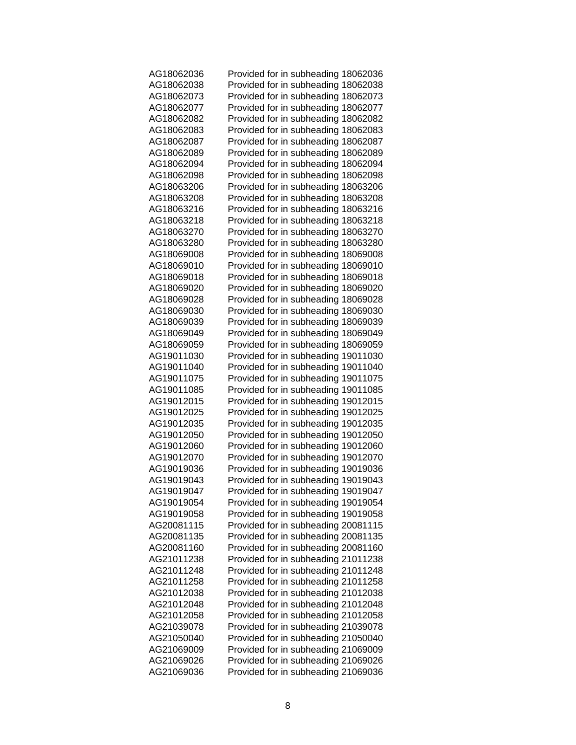| | |
|---|---|
| AG18062036 | Provided for in subheading 18062036 |
| AG18062038 | Provided for in subheading 18062038 |
| AG18062073 | Provided for in subheading 18062073 |
| AG18062077 | Provided for in subheading 18062077 |
| AG18062082 | Provided for in subheading 18062082 |
| AG18062083 | Provided for in subheading 18062083 |
| AG18062087 | Provided for in subheading 18062087 |
| AG18062089 | Provided for in subheading 18062089 |
| AG18062094 | Provided for in subheading 18062094 |
| AG18062098 | Provided for in subheading 18062098 |
| AG18063206 | Provided for in subheading 18063206 |
| AG18063208 | Provided for in subheading 18063208 |
| AG18063216 | Provided for in subheading 18063216 |
| AG18063218 | Provided for in subheading 18063218 |
| AG18063270 | Provided for in subheading 18063270 |
| AG18063280 | Provided for in subheading 18063280 |
| AG18069008 | Provided for in subheading 18069008 |
| AG18069010 | Provided for in subheading 18069010 |
| AG18069018 | Provided for in subheading 18069018 |
| AG18069020 | Provided for in subheading 18069020 |
| AG18069028 | Provided for in subheading 18069028 |
| AG18069030 | Provided for in subheading 18069030 |
| AG18069039 | Provided for in subheading 18069039 |
| AG18069049 | Provided for in subheading 18069049 |
| AG18069059 | Provided for in subheading 18069059 |
| AG19011030 | Provided for in subheading 19011030 |
| AG19011040 | Provided for in subheading 19011040 |
| AG19011075 | Provided for in subheading 19011075 |
| AG19011085 | Provided for in subheading 19011085 |
| AG19012015 | Provided for in subheading 19012015 |
| AG19012025 | Provided for in subheading 19012025 |
| AG19012035 | Provided for in subheading 19012035 |
| AG19012050 | Provided for in subheading 19012050 |
| AG19012060 | Provided for in subheading 19012060 |
| AG19012070 | Provided for in subheading 19012070 |
| AG19019036 | Provided for in subheading 19019036 |
| AG19019043 | Provided for in subheading 19019043 |
| AG19019047 | Provided for in subheading 19019047 |
| AG19019054 | Provided for in subheading 19019054 |
| AG19019058 | Provided for in subheading 19019058 |
| AG20081115 | Provided for in subheading 20081115 |
| AG20081135 | Provided for in subheading 20081135 |
| AG20081160 | Provided for in subheading 20081160 |
| AG21011238 | Provided for in subheading 21011238 |
| AG21011248 | Provided for in subheading 21011248 |
| AG21011258 | Provided for in subheading 21011258 |
| AG21012038 | Provided for in subheading 21012038 |
| AG21012048 | Provided for in subheading 21012048 |
| AG21012058 | Provided for in subheading 21012058 |
| AG21039078 | Provided for in subheading 21039078 |
| AG21050040 | Provided for in subheading 21050040 |
| AG21069009 | Provided for in subheading 21069009 |
| AG21069026 | Provided for in subheading 21069026 |
| AG21069036 | Provided for in subheading 21069036 |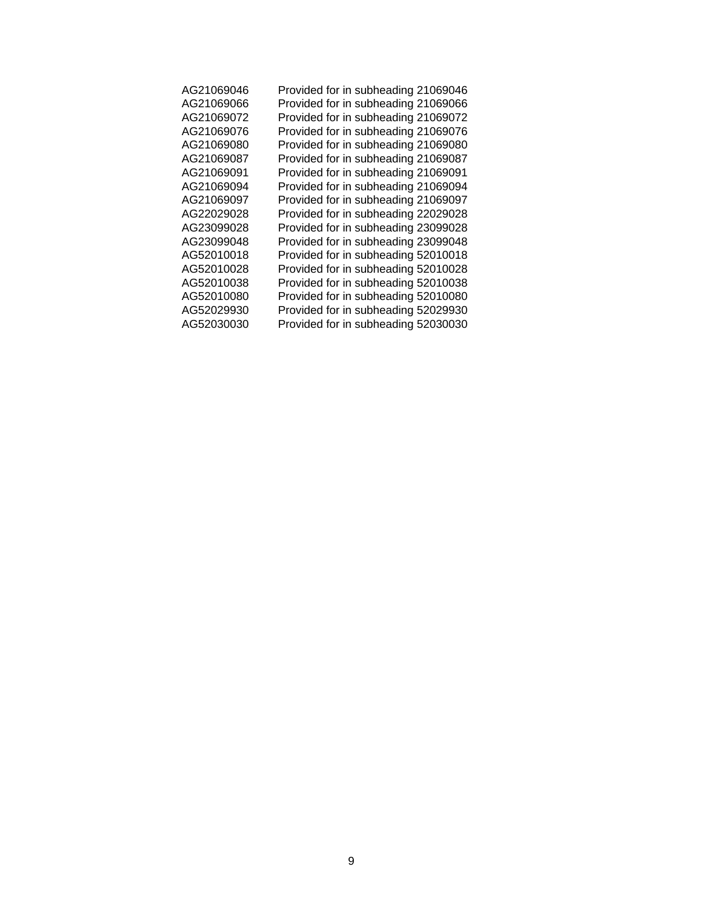| | |
|---|---|
| AG21069046 | Provided for in subheading 21069046 |
| AG21069066 | Provided for in subheading 21069066 |
| AG21069072 | Provided for in subheading 21069072 |
| AG21069076 | Provided for in subheading 21069076 |
| AG21069080 | Provided for in subheading 21069080 |
| AG21069087 | Provided for in subheading 21069087 |
| AG21069091 | Provided for in subheading 21069091 |
| AG21069094 | Provided for in subheading 21069094 |
| AG21069097 | Provided for in subheading 21069097 |
| AG22029028 | Provided for in subheading 22029028 |
| AG23099028 | Provided for in subheading 23099028 |
| AG23099048 | Provided for in subheading 23099048 |
| AG52010018 | Provided for in subheading 52010018 |
| AG52010028 | Provided for in subheading 52010028 |
| AG52010038 | Provided for in subheading 52010038 |
| AG52010080 | Provided for in subheading 52010080 |
| AG52029930 | Provided for in subheading 52029930 |
| AG52030030 | Provided for in subheading 52030030 |